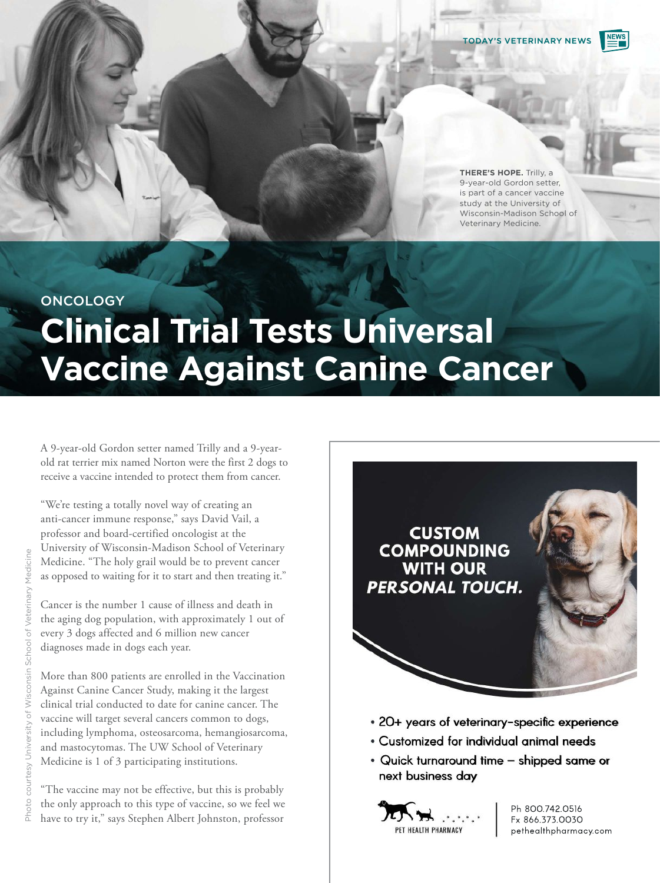THERE'S HOPE. Trilly, a 9-year-old Gordon setter, is part of a cancer vaccine study at the University of Wisconsin-Madison School of Veterinary Medicine.

Photo courtesy University of Wisconsin School of Veterinary Medicine

ONCOLOGY

# Clinical Trial Tests Universal Vaccine Against Canine Cancer

A 9-year-old Gordon setter named Trilly and a 9-year-old rat terrier mix named Norton were the first 2 dogs to receive a vaccine intended to protect them from cancer.

"We're testing a totally novel way of creating an anti-cancer immune response," says David Vail, a professor and board-certified oncologist at the University of Wisconsin-Madison School of Veterinary Medicine. "The holy grail would be to prevent cancer as opposed to waiting for it to start and then treating it."

Cancer is the number 1 cause of illness and death in the aging dog population, with approximately 1 out of every 3 dogs affected and 6 million new cancer diagnoses made in dogs each year.

More than 800 patients are enrolled in the Vaccination Against Canine Cancer Study, making it the largest clinical trial conducted to date for canine cancer. The vaccine will target several cancers common to dogs, including lymphoma, osteosarcoma, hemangiosarcoma, and mastocytomas. The UW School of Veterinary Medicine is 1 of 3 participating institutions.

"The vaccine may not be effective, but this is probably the only approach to this type of vaccine, so we feel we have to try it," says Stephen Albert Johnston, professor

**CUSTOM COMPOUNDING WITH OUR *PERSONAL TOUCH.***

- 20+ years of veterinary-specific experience
- Customized for individual animal needs
- Quick turnaround time – shipped same or next business day

PET HEALTH PHARMACY

Ph 800.742.0516
Fx 866.373.0030
pethealthpharmacy.com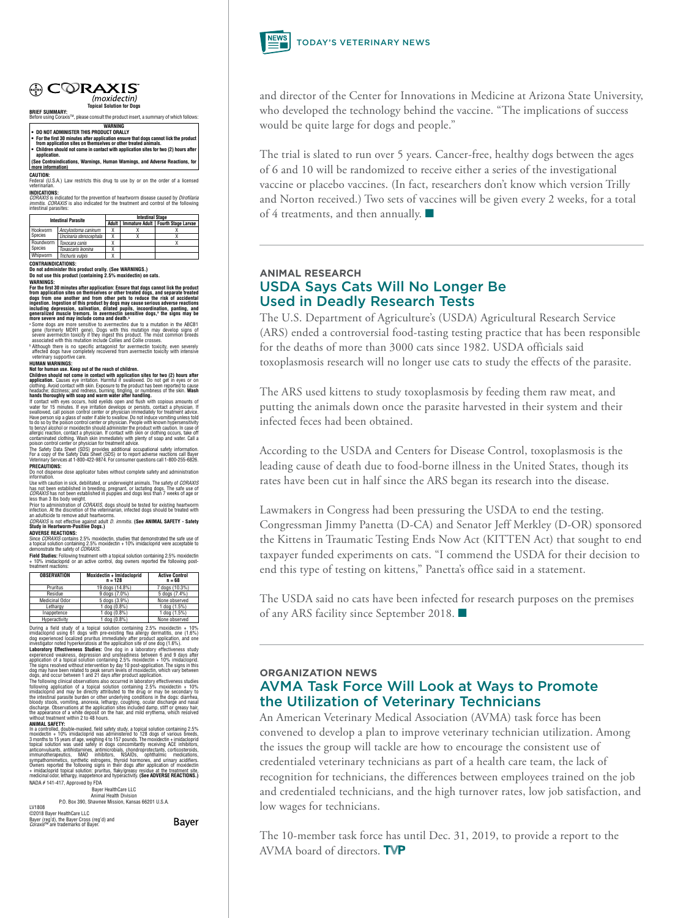# CORAXIS™ (moxidectin)

**Topical Solution for Dogs**

**BRIEF SUMMARY:**
Before using Coraxis™, please consult the product insert, a summary of which follows:

**WARNING**

- **DO NOT ADMINISTER THIS PRODUCT ORALLY**
- **For the first 30 minutes after application ensure that dogs cannot lick the product from application sites on themselves or other treated animals.**
- **Children should not come in contact with application sites for two (2) hours after application.**

**(See Contraindications, Warnings, Human Warnings, and Adverse Reactions, for more information)**

**CAUTION:**
Federal (U.S.A.) Law restricts this drug to use by or on the order of a licensed veterinarian.

**INDICATIONS:**
*CORAXIS* is indicated for the prevention of heartworm disease caused by *Dirofilaria immitis*. *CORAXIS* is also indicated for the treatment and control of the following intestinal parasites:

| Intestinal Parasite | | Intestinal Stage | | |
|---|---|---|---|---|
| | | Adult | Immature Adult | Fourth Stage Larvae |
| Hookworm Species | *Ancylostoma caninum* | X | X | X |
| | *Uncinaria stenocephala* | X | X | X |
| Roundworm Species | *Toxocara canis* | X | X | X |
| | *Toxascaris leonina* | X | | |
| Whipworm | *Trichuris vulpis* | X | | |

**CONTRAINDICATIONS:**
**Do not administer this product orally. (See WARNINGS.)**
**Do not use this product (containing 2.5% moxidectin) on cats.**

**WARNINGS:**
**For the first 30 minutes after application: Ensure that dogs cannot lick the product from application sites on themselves or other treated dogs, and separate treated dogs from one another and from other pets to reduce the risk of accidental ingestion. Ingestion of this product by dogs may cause serious adverse reactions including depression, salivation, dilated pupils, incoordination, panting, and generalized muscle tremors. In avermectin sensitive dogs,[a] the signs may be more severe and may include coma and death.[b]**

[a] Some dogs are more sensitive to avermectins due to a mutation in the ABCB1 gene (formerly MDR1 gene). Dogs with this mutation may develop signs of severe avermectin toxicity if they ingest this product. The most common breeds associated with this mutation include Collies and Collie crosses.

[b] Although there is no specific antagonist for avermectin toxicity, even severely affected dogs have completely recovered from avermectin toxicity with intensive veterinary supportive care.

**HUMAN WARNINGS:**
**Not for human use. Keep out of the reach of children.**
**Children should not come in contact with application sites for two (2) hours after application.** Causes eye irritation. Harmful if swallowed. Do not get in eyes or on clothing. Avoid contact with skin. Exposure to the product has been reported to cause headache; dizziness; and redness, burning, tingling, or numbness of the skin. **Wash hands thoroughly with soap and warm water after handling.**

If contact with eyes occurs, hold eyelids open and flush with copious amounts of water for 15 minutes. If eye irritation develops or persists, contact a physician. If swallowed, call poison control center or physician immediately for treatment advice. Have person sip a glass of water if able to swallow. Do not induce vomiting unless told to do so by the poison control center or physician. People with known hypersensitivity to benzyl alcohol or moxidectin should administer the product with caution. In case of allergic reaction, contact a physician. If contact with skin or clothing occurs, take off contaminated clothing. Wash skin immediately with plenty of soap and water. Call a poison control center or physician for treatment advice.

The Safety Data Sheet (SDS) provides additional occupational safety information. For a copy of the Safety Data Sheet (SDS) or to report adverse reactions call Bayer Veterinary Services at 1-800-422-9874. For consumer questions call 1-800-255-6826.

**PRECAUTIONS:**
Do not dispense dose applicator tubes without complete safety and administration information.

Use with caution in sick, debilitated, or underweight animals. The safety of *CORAXIS* has not been established in breeding, pregnant, or lactating dogs. The safe use of *CORAXIS* has not been established in puppies and dogs less than 7 weeks of age or less than 3 lbs body weight.

Prior to administration of *CORAXIS*, dogs should be tested for existing heartworm infection. At the discretion of the veterinarian, infected dogs should be treated with an adulticide to remove adult heartworms.

*CORAXIS* is not effective against adult *D. immitis*. **(See ANIMAL SAFETY - Safety Study in Heartworm-Positive Dogs.)**

**ADVERSE REACTIONS:**
Since *CORAXIS* contains 2.5% moxidectin, studies that demonstrated the safe use of a topical solution containing 2.5% moxidectin + 10% imidacloprid were acceptable to demonstrate the safety of *CORAXIS*.

**Field Studies:** Following treatment with a topical solution containing 2.5% moxidectin + 10% imidacloprid or an active control, dog owners reported the following post-treatment reactions:

| OBSERVATION | Moxidectin + Imidacloprid n = 128 | Active Control n = 68 |
|---|---|---|
| Pruritus | 19 dogs (14.8%) | 7 dogs (10.3%) |
| Residue | 9 dogs (7.0%) | 5 dogs (7.4%) |
| Medicinal Odor | 5 dogs (3.9%) | None observed |
| Lethargy | 1 dog (0.8%) | 1 dog (1.5%) |
| Inappetence | 1 dog (0.8%) | 1 dog (1.5%) |
| Hyperactivity | 1 dog (0.8%) | None observed |

During a field study of a topical solution containing 2.5% moxidectin + 10% imidacloprid using 61 dogs with pre-existing flea allergy dermatitis, one (1.6%) dog experienced localized pruritus immediately after product application, and one investigator noted hyperkeratosis at the application site of one dog (1.6%).

**Laboratory Effectiveness Studies:** One dog in a laboratory effectiveness study experienced weakness, depression and unsteadiness between 6 and 9 days after application of a topical solution containing 2.5% moxidectin + 10% imidacloprid. The signs resolved without intervention by day 10 post-application. The signs in this dog may have been related to peak serum levels of moxidectin, which vary between dogs, and occur between 1 and 21 days after product application.

The following clinical observations also occurred in laboratory effectiveness studies following application of a topical solution containing 2.5% moxidectin + 10% imidacloprid and may be directly attributed to the drug or may be secondary to the intestinal parasite burden or other underlying conditions in the dogs: diarrhea, bloody stools, vomiting, anorexia, lethargy, coughing, ocular discharge and nasal discharge. Observations at the application sites included damp, stiff or greasy hair, the appearance of a white deposit on the hair, and mild erythema, which resolved without treatment within 2 to 48 hours.

**ANIMAL SAFETY:**
In a controlled, double-masked, field safety study, a topical solution containing 2.5% moxidectin + 10% imidacloprid was administered to 128 dogs of various breeds, 3 months to 15 years of age, weighing 4 to 157 pounds. The moxidectin + imidacloprid topical solution was used safely in dogs concomitantly receiving ACE inhibitors, anticonvulsants, antihistamines, antimicrobials, chondroprotectants, corticosteroids, immunotherapeutics, MAO inhibitors, NSAIDs, ophthalmic medications, sympathomimetics, synthetic estrogens, thyroid hormones, and urinary acidifiers. Owners reported the following signs in their dogs after application of moxidectin + imidacloprid topical solution: pruritus, flaky/greasy residue at the treatment site, medicinal odor, lethargy, inappetence and hyperactivity. **(See ADVERSE REACTIONS.)**

NADA # 141-417, Approved by FDA

Bayer HealthCare LLC
Animal Health Division
P.O. Box 390, Shawnee Mission, Kansas 66201 U.S.A.

LV1808
©2018 Bayer HealthCare LLC
Bayer (reg'd), the Bayer Cross (reg'd) and *Coraxis*™ are trademarks of Bayer.

Bayer

---

TODAY'S VETERINARY NEWS

and director of the Center for Innovations in Medicine at Arizona State University, who developed the technology behind the vaccine. "The implications of success would be quite large for dogs and people."

The trial is slated to run over 5 years. Cancer-free, healthy dogs between the ages of 6 and 10 will be randomized to receive either a series of the investigational vaccine or placebo vaccines. (In fact, researchers don't know which version Trilly and Norton received.) Two sets of vaccines will be given every 2 weeks, for a total of 4 treatments, and then annually. ■

## ANIMAL RESEARCH

## USDA Says Cats Will No Longer Be Used in Deadly Research Tests

The U.S. Department of Agriculture's (USDA) Agricultural Research Service (ARS) ended a controversial food-tasting testing practice that has been responsible for the deaths of more than 3000 cats since 1982. USDA officials said toxoplasmosis research will no longer use cats to study the effects of the parasite.

The ARS used kittens to study toxoplasmosis by feeding them raw meat, and putting the animals down once the parasite harvested in their system and their infected feces had been obtained.

According to the USDA and Centers for Disease Control, toxoplasmosis is the leading cause of death due to food-borne illness in the United States, though its rates have been cut in half since the ARS began its research into the disease.

Lawmakers in Congress had been pressuring the USDA to end the testing. Congressman Jimmy Panetta (D-CA) and Senator Jeff Merkley (D-OR) sponsored the Kittens in Traumatic Testing Ends Now Act (KITTEN Act) that sought to end taxpayer funded experiments on cats. "I commend the USDA for their decision to end this type of testing on kittens," Panetta's office said in a statement.

The USDA said no cats have been infected for research purposes on the premises of any ARS facility since September 2018. ■

## ORGANIZATION NEWS

## AVMA Task Force Will Look at Ways to Promote the Utilization of Veterinary Technicians

An American Veterinary Medical Association (AVMA) task force has been convened to develop a plan to improve veterinary technician utilization. Among the issues the group will tackle are how to encourage the consistent use of credentialed veterinary technicians as part of a health care team, the lack of recognition for technicians, the differences between employees trained on the job and credentialed technicians, and the high turnover rates, low job satisfaction, and low wages for technicians.

The 10-member task force has until Dec. 31, 2019, to provide a report to the AVMA board of directors. TVP